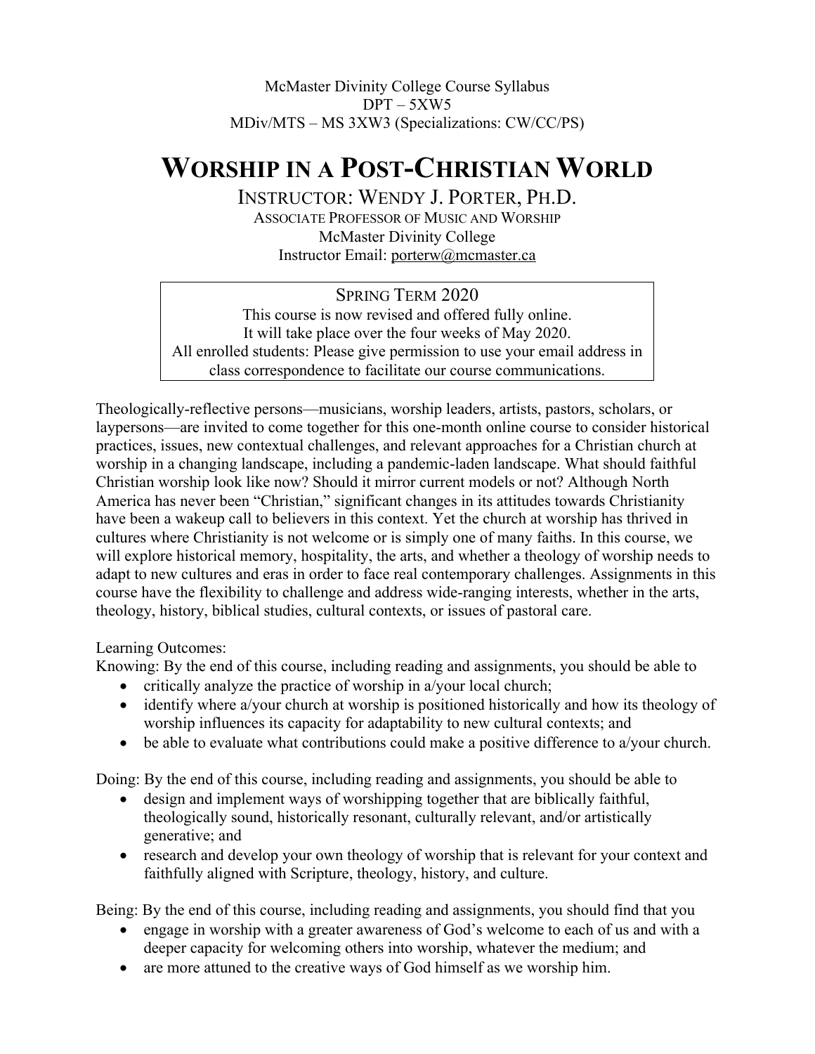McMaster Divinity College Course Syllabus
DPT – 5XW5
MDiv/MTS – MS 3XW3 (Specializations: CW/CC/PS)

# WORSHIP IN A POST-CHRISTIAN WORLD

INSTRUCTOR: WENDY J. PORTER, PH.D.
ASSOCIATE PROFESSOR OF MUSIC AND WORSHIP
McMaster Divinity College
Instructor Email: porterw@mcmaster.ca

> SPRING TERM 2020
> This course is now revised and offered fully online.
> It will take place over the four weeks of May 2020.
> All enrolled students: Please give permission to use your email address in class correspondence to facilitate our course communications.

Theologically-reflective persons—musicians, worship leaders, artists, pastors, scholars, or laypersons—are invited to come together for this one-month online course to consider historical practices, issues, new contextual challenges, and relevant approaches for a Christian church at worship in a changing landscape, including a pandemic-laden landscape. What should faithful Christian worship look like now? Should it mirror current models or not? Although North America has never been "Christian," significant changes in its attitudes towards Christianity have been a wakeup call to believers in this context. Yet the church at worship has thrived in cultures where Christianity is not welcome or is simply one of many faiths. In this course, we will explore historical memory, hospitality, the arts, and whether a theology of worship needs to adapt to new cultures and eras in order to face real contemporary challenges. Assignments in this course have the flexibility to challenge and address wide-ranging interests, whether in the arts, theology, history, biblical studies, cultural contexts, or issues of pastoral care.

Learning Outcomes:
Knowing: By the end of this course, including reading and assignments, you should be able to

- critically analyze the practice of worship in a/your local church;
- identify where a/your church at worship is positioned historically and how its theology of worship influences its capacity for adaptability to new cultural contexts; and
- be able to evaluate what contributions could make a positive difference to a/your church.

Doing: By the end of this course, including reading and assignments, you should be able to

- design and implement ways of worshipping together that are biblically faithful, theologically sound, historically resonant, culturally relevant, and/or artistically generative; and
- research and develop your own theology of worship that is relevant for your context and faithfully aligned with Scripture, theology, history, and culture.

Being: By the end of this course, including reading and assignments, you should find that you

- engage in worship with a greater awareness of God's welcome to each of us and with a deeper capacity for welcoming others into worship, whatever the medium; and
- are more attuned to the creative ways of God himself as we worship him.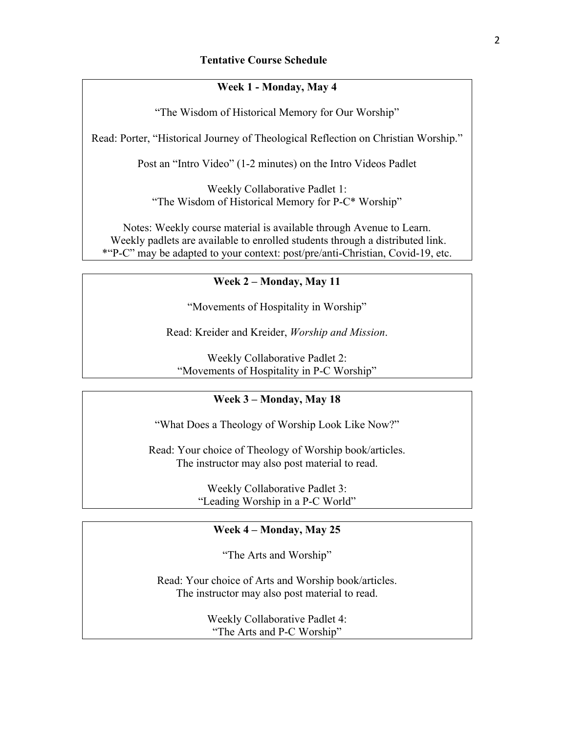## Tentative Course Schedule

### Week 1 - Monday, May 4

"The Wisdom of Historical Memory for Our Worship"

Read: Porter, "Historical Journey of Theological Reflection on Christian Worship."

Post an "Intro Video" (1-2 minutes) on the Intro Videos Padlet

Weekly Collaborative Padlet 1:
"The Wisdom of Historical Memory for P-C* Worship"

Notes: Weekly course material is available through Avenue to Learn.
Weekly padlets are available to enrolled students through a distributed link.
*"P-C" may be adapted to your context: post/pre/anti-Christian, Covid-19, etc.

### Week 2 – Monday, May 11

"Movements of Hospitality in Worship"

Read: Kreider and Kreider, *Worship and Mission*.

Weekly Collaborative Padlet 2:
"Movements of Hospitality in P-C Worship"

### Week 3 – Monday, May 18

"What Does a Theology of Worship Look Like Now?"

Read: Your choice of Theology of Worship book/articles.
The instructor may also post material to read.

Weekly Collaborative Padlet 3:
"Leading Worship in a P-C World"

### Week 4 – Monday, May 25

"The Arts and Worship"

Read: Your choice of Arts and Worship book/articles.
The instructor may also post material to read.

Weekly Collaborative Padlet 4:
"The Arts and P-C Worship"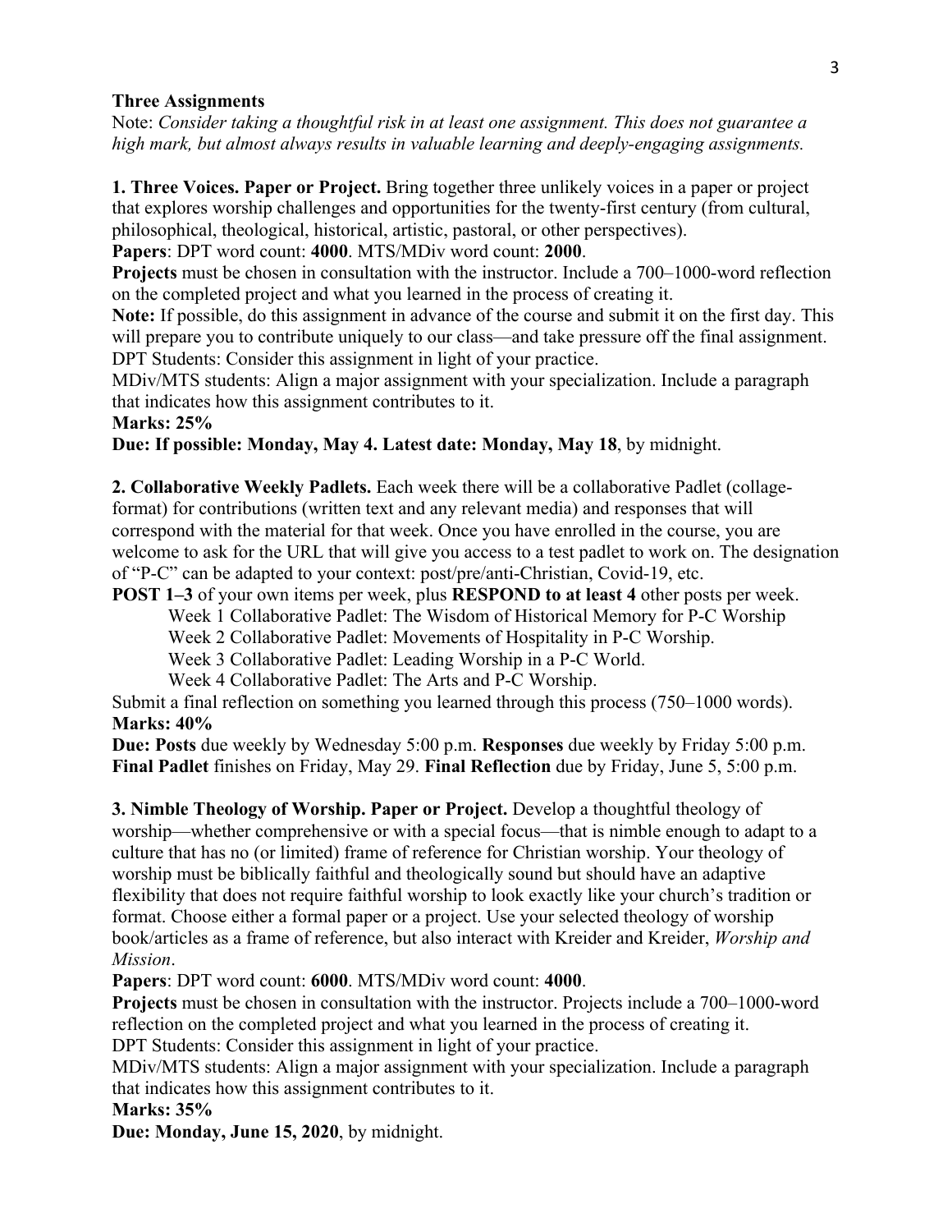**Three Assignments**

Note: *Consider taking a thoughtful risk in at least one assignment. This does not guarantee a high mark, but almost always results in valuable learning and deeply-engaging assignments.*

**1. Three Voices. Paper or Project.** Bring together three unlikely voices in a paper or project that explores worship challenges and opportunities for the twenty-first century (from cultural, philosophical, theological, historical, artistic, pastoral, or other perspectives).

**Papers**: DPT word count: **4000**. MTS/MDiv word count: **2000**.

**Projects** must be chosen in consultation with the instructor. Include a 700–1000-word reflection on the completed project and what you learned in the process of creating it.

**Note:** If possible, do this assignment in advance of the course and submit it on the first day. This will prepare you to contribute uniquely to our class—and take pressure off the final assignment.

DPT Students: Consider this assignment in light of your practice.

MDiv/MTS students: Align a major assignment with your specialization. Include a paragraph that indicates how this assignment contributes to it.

**Marks: 25%**

**Due: If possible: Monday, May 4. Latest date: Monday, May 18**, by midnight.

**2. Collaborative Weekly Padlets.** Each week there will be a collaborative Padlet (collage-format) for contributions (written text and any relevant media) and responses that will correspond with the material for that week. Once you have enrolled in the course, you are welcome to ask for the URL that will give you access to a test padlet to work on. The designation of "P-C" can be adapted to your context: post/pre/anti-Christian, Covid-19, etc.

**POST 1–3** of your own items per week, plus **RESPOND to at least 4** other posts per week.

- Week 1 Collaborative Padlet: The Wisdom of Historical Memory for P-C Worship
- Week 2 Collaborative Padlet: Movements of Hospitality in P-C Worship.
- Week 3 Collaborative Padlet: Leading Worship in a P-C World.
- Week 4 Collaborative Padlet: The Arts and P-C Worship.

Submit a final reflection on something you learned through this process (750–1000 words).

**Marks: 40%**

**Due: Posts** due weekly by Wednesday 5:00 p.m. **Responses** due weekly by Friday 5:00 p.m. **Final Padlet** finishes on Friday, May 29. **Final Reflection** due by Friday, June 5, 5:00 p.m.

**3. Nimble Theology of Worship. Paper or Project.** Develop a thoughtful theology of worship—whether comprehensive or with a special focus—that is nimble enough to adapt to a culture that has no (or limited) frame of reference for Christian worship. Your theology of worship must be biblically faithful and theologically sound but should have an adaptive flexibility that does not require faithful worship to look exactly like your church's tradition or format. Choose either a formal paper or a project. Use your selected theology of worship book/articles as a frame of reference, but also interact with Kreider and Kreider, *Worship and Mission*.

**Papers**: DPT word count: **6000**. MTS/MDiv word count: **4000**.

**Projects** must be chosen in consultation with the instructor. Projects include a 700–1000-word reflection on the completed project and what you learned in the process of creating it.

DPT Students: Consider this assignment in light of your practice.

MDiv/MTS students: Align a major assignment with your specialization. Include a paragraph that indicates how this assignment contributes to it.

**Marks: 35%**

**Due: Monday, June 15, 2020**, by midnight.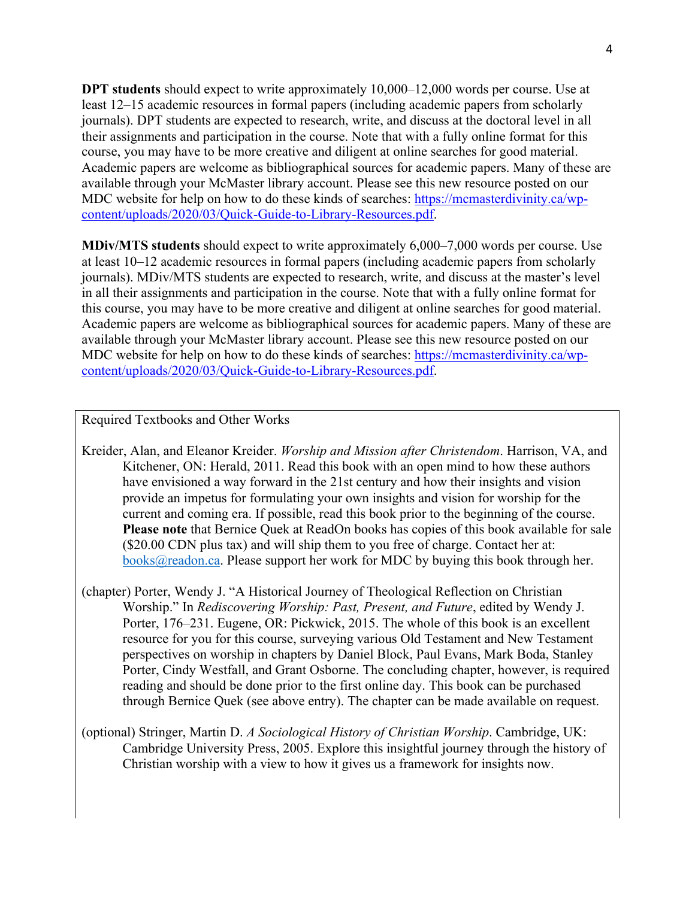**DPT students** should expect to write approximately 10,000–12,000 words per course. Use at least 12–15 academic resources in formal papers (including academic papers from scholarly journals). DPT students are expected to research, write, and discuss at the doctoral level in all their assignments and participation in the course. Note that with a fully online format for this course, you may have to be more creative and diligent at online searches for good material. Academic papers are welcome as bibliographical sources for academic papers. Many of these are available through your McMaster library account. Please see this new resource posted on our MDC website for help on how to do these kinds of searches: [https://mcmasterdivinity.ca/wp-content/uploads/2020/03/Quick-Guide-to-Library-Resources.pdf](https://mcmasterdivinity.ca/wp-content/uploads/2020/03/Quick-Guide-to-Library-Resources.pdf).

**MDiv/MTS students** should expect to write approximately 6,000–7,000 words per course. Use at least 10–12 academic resources in formal papers (including academic papers from scholarly journals). MDiv/MTS students are expected to research, write, and discuss at the master's level in all their assignments and participation in the course. Note that with a fully online format for this course, you may have to be more creative and diligent at online searches for good material. Academic papers are welcome as bibliographical sources for academic papers. Many of these are available through your McMaster library account. Please see this new resource posted on our MDC website for help on how to do these kinds of searches: [https://mcmasterdivinity.ca/wp-content/uploads/2020/03/Quick-Guide-to-Library-Resources.pdf](https://mcmasterdivinity.ca/wp-content/uploads/2020/03/Quick-Guide-to-Library-Resources.pdf).

Required Textbooks and Other Works

Kreider, Alan, and Eleanor Kreider. *Worship and Mission after Christendom*. Harrison, VA, and Kitchener, ON: Herald, 2011. Read this book with an open mind to how these authors have envisioned a way forward in the 21st century and how their insights and vision provide an impetus for formulating your own insights and vision for worship for the current and coming era. If possible, read this book prior to the beginning of the course. **Please note** that Bernice Quek at ReadOn books has copies of this book available for sale ($20.00 CDN plus tax) and will ship them to you free of charge. Contact her at: [books@readon.ca](mailto:books@readon.ca). Please support her work for MDC by buying this book through her.

(chapter) Porter, Wendy J. "A Historical Journey of Theological Reflection on Christian Worship." In *Rediscovering Worship: Past, Present, and Future*, edited by Wendy J. Porter, 176–231. Eugene, OR: Pickwick, 2015. The whole of this book is an excellent resource for you for this course, surveying various Old Testament and New Testament perspectives on worship in chapters by Daniel Block, Paul Evans, Mark Boda, Stanley Porter, Cindy Westfall, and Grant Osborne. The concluding chapter, however, is required reading and should be done prior to the first online day. This book can be purchased through Bernice Quek (see above entry). The chapter can be made available on request.

(optional) Stringer, Martin D. *A Sociological History of Christian Worship*. Cambridge, UK: Cambridge University Press, 2005. Explore this insightful journey through the history of Christian worship with a view to how it gives us a framework for insights now.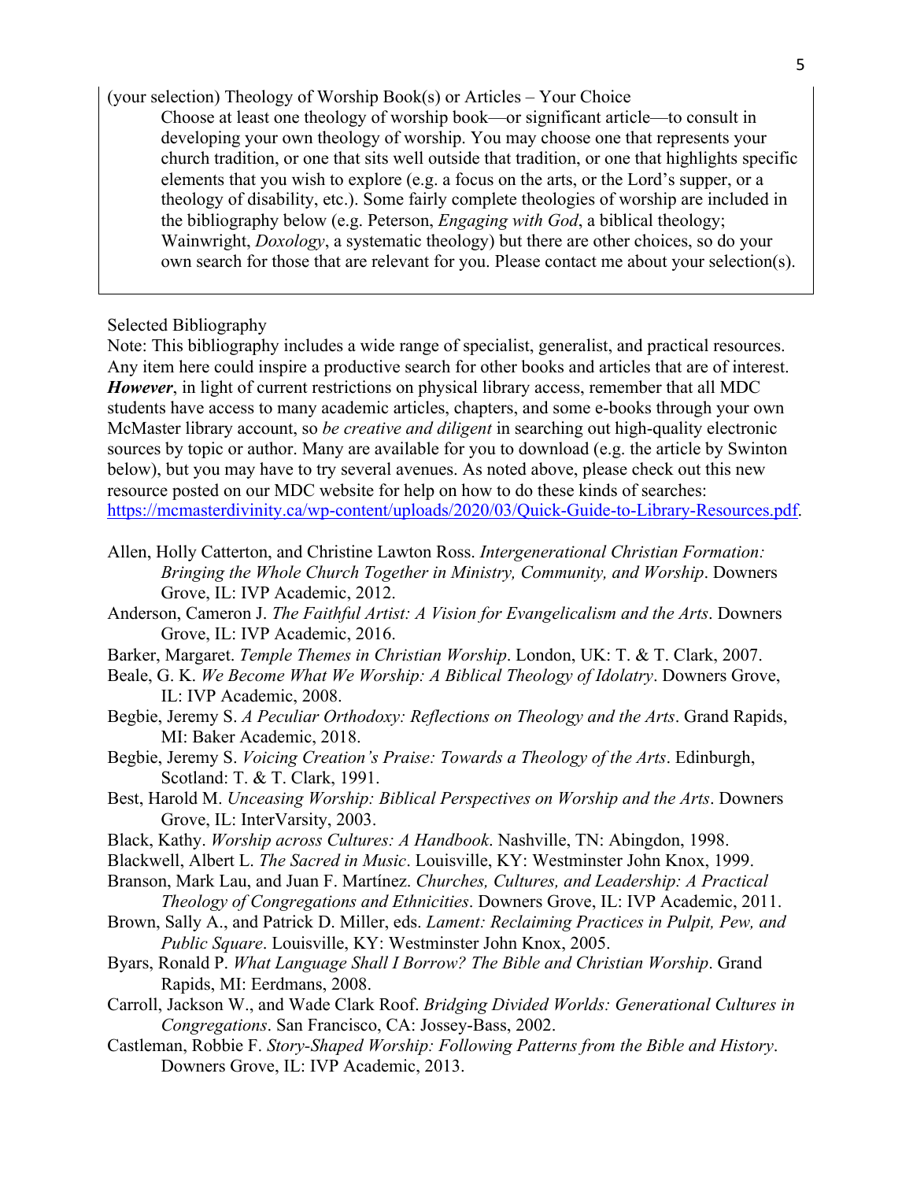(your selection) Theology of Worship Book(s) or Articles – Your Choice

> Choose at least one theology of worship book—or significant article—to consult in developing your own theology of worship. You may choose one that represents your church tradition, or one that sits well outside that tradition, or one that highlights specific elements that you wish to explore (e.g. a focus on the arts, or the Lord's supper, or a theology of disability, etc.). Some fairly complete theologies of worship are included in the bibliography below (e.g. Peterson, *Engaging with God*, a biblical theology; Wainwright, *Doxology*, a systematic theology) but there are other choices, so do your own search for those that are relevant for you. Please contact me about your selection(s).

Selected Bibliography

Note: This bibliography includes a wide range of specialist, generalist, and practical resources. Any item here could inspire a productive search for other books and articles that are of interest. ***However***, in light of current restrictions on physical library access, remember that all MDC students have access to many academic articles, chapters, and some e-books through your own McMaster library account, so *be creative and diligent* in searching out high-quality electronic sources by topic or author. Many are available for you to download (e.g. the article by Swinton below), but you may have to try several avenues. As noted above, please check out this new resource posted on our MDC website for help on how to do these kinds of searches: https://mcmasterdivinity.ca/wp-content/uploads/2020/03/Quick-Guide-to-Library-Resources.pdf.

Allen, Holly Catterton, and Christine Lawton Ross. *Intergenerational Christian Formation: Bringing the Whole Church Together in Ministry, Community, and Worship*. Downers Grove, IL: IVP Academic, 2012.

Anderson, Cameron J. *The Faithful Artist: A Vision for Evangelicalism and the Arts*. Downers Grove, IL: IVP Academic, 2016.

Barker, Margaret. *Temple Themes in Christian Worship*. London, UK: T. & T. Clark, 2007.

Beale, G. K. *We Become What We Worship: A Biblical Theology of Idolatry*. Downers Grove, IL: IVP Academic, 2008.

Begbie, Jeremy S. *A Peculiar Orthodoxy: Reflections on Theology and the Arts*. Grand Rapids, MI: Baker Academic, 2018.

Begbie, Jeremy S. *Voicing Creation's Praise: Towards a Theology of the Arts*. Edinburgh, Scotland: T. & T. Clark, 1991.

Best, Harold M. *Unceasing Worship: Biblical Perspectives on Worship and the Arts*. Downers Grove, IL: InterVarsity, 2003.

Black, Kathy. *Worship across Cultures: A Handbook*. Nashville, TN: Abingdon, 1998.

Blackwell, Albert L. *The Sacred in Music*. Louisville, KY: Westminster John Knox, 1999.

Branson, Mark Lau, and Juan F. Martínez. *Churches, Cultures, and Leadership: A Practical Theology of Congregations and Ethnicities*. Downers Grove, IL: IVP Academic, 2011.

Brown, Sally A., and Patrick D. Miller, eds. *Lament: Reclaiming Practices in Pulpit, Pew, and Public Square*. Louisville, KY: Westminster John Knox, 2005.

Byars, Ronald P. *What Language Shall I Borrow? The Bible and Christian Worship*. Grand Rapids, MI: Eerdmans, 2008.

Carroll, Jackson W., and Wade Clark Roof. *Bridging Divided Worlds: Generational Cultures in Congregations*. San Francisco, CA: Jossey-Bass, 2002.

Castleman, Robbie F. *Story-Shaped Worship: Following Patterns from the Bible and History*. Downers Grove, IL: IVP Academic, 2013.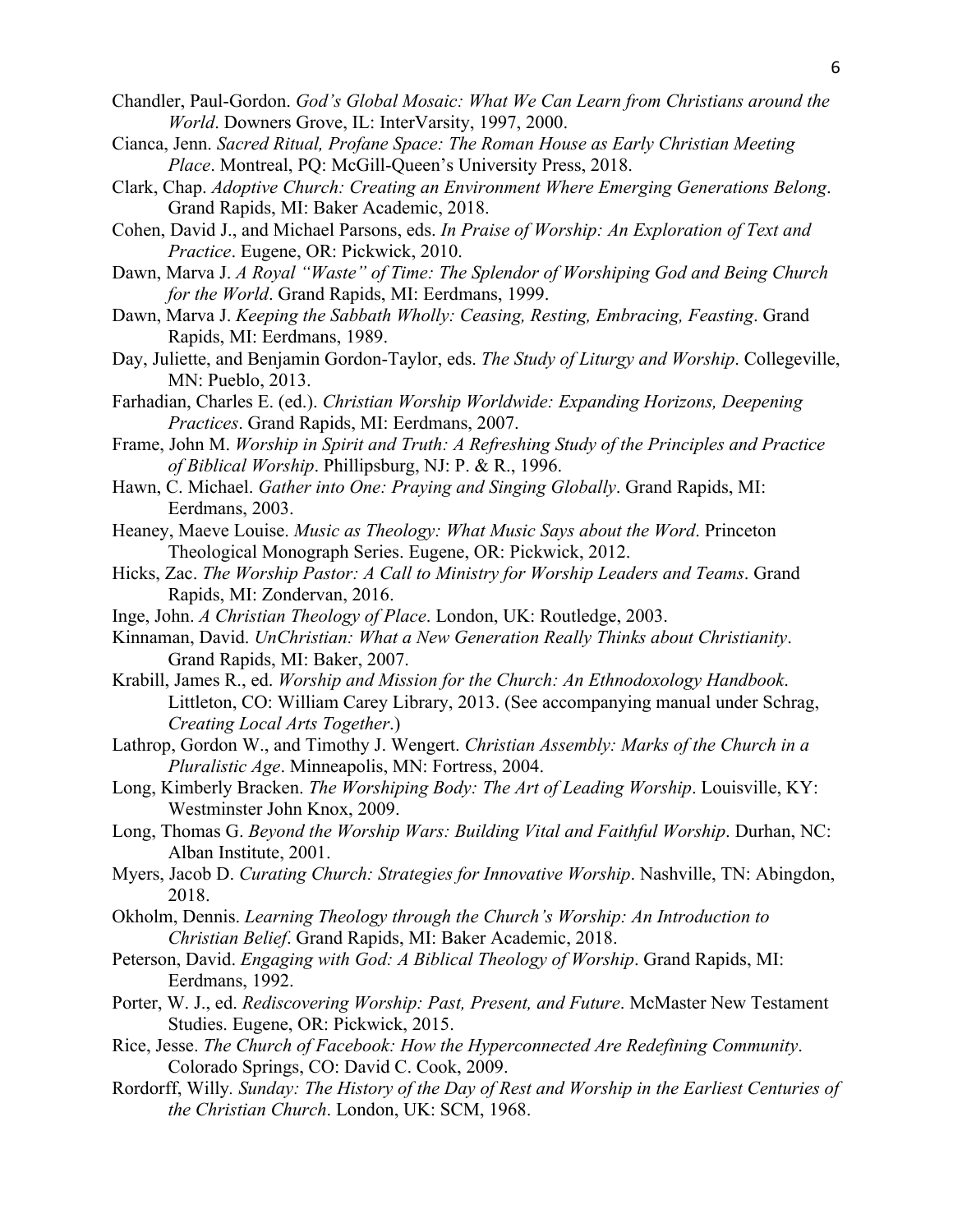Chandler, Paul-Gordon. *God's Global Mosaic: What We Can Learn from Christians around the World*. Downers Grove, IL: InterVarsity, 1997, 2000.

Cianca, Jenn. *Sacred Ritual, Profane Space: The Roman House as Early Christian Meeting Place*. Montreal, PQ: McGill-Queen's University Press, 2018.

Clark, Chap. *Adoptive Church: Creating an Environment Where Emerging Generations Belong*. Grand Rapids, MI: Baker Academic, 2018.

Cohen, David J., and Michael Parsons, eds. *In Praise of Worship: An Exploration of Text and Practice*. Eugene, OR: Pickwick, 2010.

Dawn, Marva J. *A Royal "Waste" of Time: The Splendor of Worshiping God and Being Church for the World*. Grand Rapids, MI: Eerdmans, 1999.

Dawn, Marva J. *Keeping the Sabbath Wholly: Ceasing, Resting, Embracing, Feasting*. Grand Rapids, MI: Eerdmans, 1989.

Day, Juliette, and Benjamin Gordon-Taylor, eds. *The Study of Liturgy and Worship*. Collegeville, MN: Pueblo, 2013.

Farhadian, Charles E. (ed.). *Christian Worship Worldwide: Expanding Horizons, Deepening Practices*. Grand Rapids, MI: Eerdmans, 2007.

Frame, John M. *Worship in Spirit and Truth: A Refreshing Study of the Principles and Practice of Biblical Worship*. Phillipsburg, NJ: P. & R., 1996.

Hawn, C. Michael. *Gather into One: Praying and Singing Globally*. Grand Rapids, MI: Eerdmans, 2003.

Heaney, Maeve Louise. *Music as Theology: What Music Says about the Word*. Princeton Theological Monograph Series. Eugene, OR: Pickwick, 2012.

Hicks, Zac. *The Worship Pastor: A Call to Ministry for Worship Leaders and Teams*. Grand Rapids, MI: Zondervan, 2016.

Inge, John. *A Christian Theology of Place*. London, UK: Routledge, 2003.

Kinnaman, David. *UnChristian: What a New Generation Really Thinks about Christianity*. Grand Rapids, MI: Baker, 2007.

Krabill, James R., ed. *Worship and Mission for the Church: An Ethnodoxology Handbook*. Littleton, CO: William Carey Library, 2013. (See accompanying manual under Schrag, *Creating Local Arts Together*.)

Lathrop, Gordon W., and Timothy J. Wengert. *Christian Assembly: Marks of the Church in a Pluralistic Age*. Minneapolis, MN: Fortress, 2004.

Long, Kimberly Bracken. *The Worshiping Body: The Art of Leading Worship*. Louisville, KY: Westminster John Knox, 2009.

Long, Thomas G. *Beyond the Worship Wars: Building Vital and Faithful Worship*. Durhan, NC: Alban Institute, 2001.

Myers, Jacob D. *Curating Church: Strategies for Innovative Worship*. Nashville, TN: Abingdon, 2018.

Okholm, Dennis. *Learning Theology through the Church's Worship: An Introduction to Christian Belief*. Grand Rapids, MI: Baker Academic, 2018.

Peterson, David. *Engaging with God: A Biblical Theology of Worship*. Grand Rapids, MI: Eerdmans, 1992.

Porter, W. J., ed. *Rediscovering Worship: Past, Present, and Future*. McMaster New Testament Studies. Eugene, OR: Pickwick, 2015.

Rice, Jesse. *The Church of Facebook: How the Hyperconnected Are Redefining Community*. Colorado Springs, CO: David C. Cook, 2009.

Rordorff, Willy. *Sunday: The History of the Day of Rest and Worship in the Earliest Centuries of the Christian Church*. London, UK: SCM, 1968.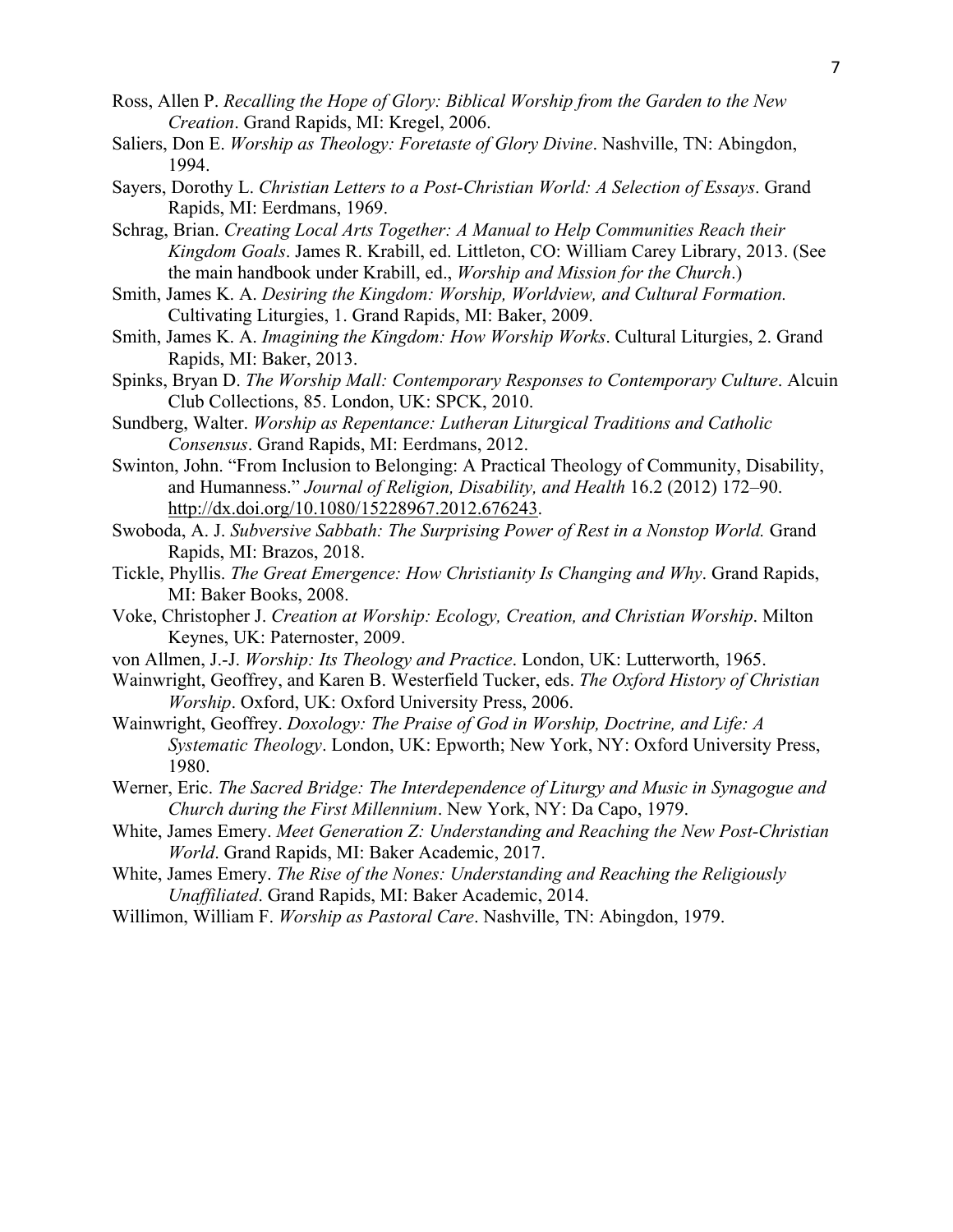Ross, Allen P. *Recalling the Hope of Glory: Biblical Worship from the Garden to the New Creation*. Grand Rapids, MI: Kregel, 2006.

Saliers, Don E. *Worship as Theology: Foretaste of Glory Divine*. Nashville, TN: Abingdon, 1994.

Sayers, Dorothy L. *Christian Letters to a Post-Christian World: A Selection of Essays*. Grand Rapids, MI: Eerdmans, 1969.

Schrag, Brian. *Creating Local Arts Together: A Manual to Help Communities Reach their Kingdom Goals*. James R. Krabill, ed. Littleton, CO: William Carey Library, 2013. (See the main handbook under Krabill, ed., *Worship and Mission for the Church*.)

Smith, James K. A. *Desiring the Kingdom: Worship, Worldview, and Cultural Formation.* Cultivating Liturgies, 1. Grand Rapids, MI: Baker, 2009.

Smith, James K. A. *Imagining the Kingdom: How Worship Works*. Cultural Liturgies, 2. Grand Rapids, MI: Baker, 2013.

Spinks, Bryan D. *The Worship Mall: Contemporary Responses to Contemporary Culture*. Alcuin Club Collections, 85. London, UK: SPCK, 2010.

Sundberg, Walter. *Worship as Repentance: Lutheran Liturgical Traditions and Catholic Consensus*. Grand Rapids, MI: Eerdmans, 2012.

Swinton, John. "From Inclusion to Belonging: A Practical Theology of Community, Disability, and Humanness." *Journal of Religion, Disability, and Health* 16.2 (2012) 172–90. http://dx.doi.org/10.1080/15228967.2012.676243.

Swoboda, A. J. *Subversive Sabbath: The Surprising Power of Rest in a Nonstop World.* Grand Rapids, MI: Brazos, 2018.

Tickle, Phyllis. *The Great Emergence: How Christianity Is Changing and Why*. Grand Rapids, MI: Baker Books, 2008.

Voke, Christopher J. *Creation at Worship: Ecology, Creation, and Christian Worship*. Milton Keynes, UK: Paternoster, 2009.

von Allmen, J.-J. *Worship: Its Theology and Practice*. London, UK: Lutterworth, 1965.

Wainwright, Geoffrey, and Karen B. Westerfield Tucker, eds. *The Oxford History of Christian Worship*. Oxford, UK: Oxford University Press, 2006.

Wainwright, Geoffrey. *Doxology: The Praise of God in Worship, Doctrine, and Life: A Systematic Theology*. London, UK: Epworth; New York, NY: Oxford University Press, 1980.

Werner, Eric. *The Sacred Bridge: The Interdependence of Liturgy and Music in Synagogue and Church during the First Millennium*. New York, NY: Da Capo, 1979.

White, James Emery. *Meet Generation Z: Understanding and Reaching the New Post-Christian World*. Grand Rapids, MI: Baker Academic, 2017.

White, James Emery. *The Rise of the Nones: Understanding and Reaching the Religiously Unaffiliated*. Grand Rapids, MI: Baker Academic, 2014.

Willimon, William F. *Worship as Pastoral Care*. Nashville, TN: Abingdon, 1979.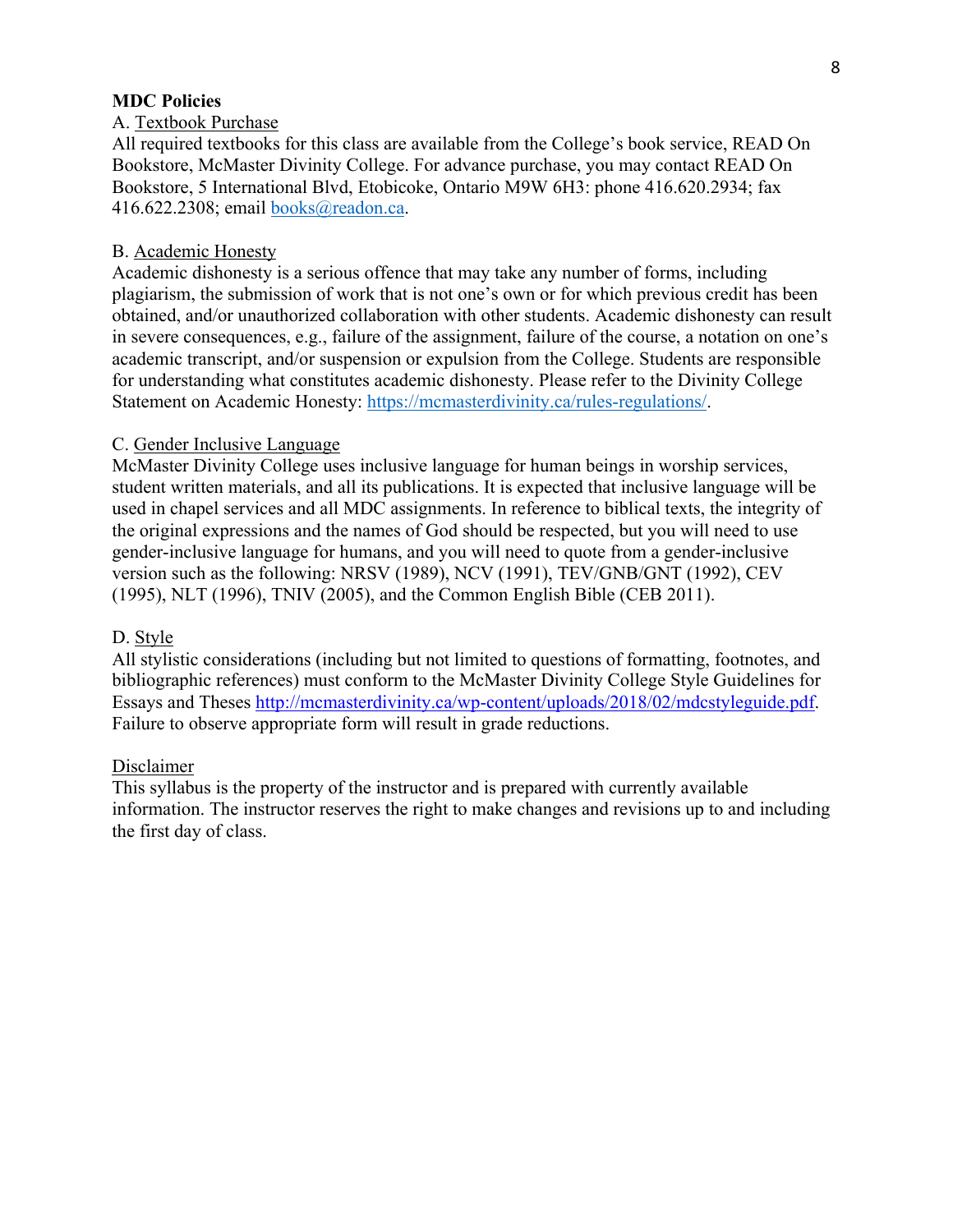**MDC Policies**

A. Textbook Purchase

All required textbooks for this class are available from the College's book service, READ On Bookstore, McMaster Divinity College. For advance purchase, you may contact READ On Bookstore, 5 International Blvd, Etobicoke, Ontario M9W 6H3: phone 416.620.2934; fax 416.622.2308; email books@readon.ca.

B. Academic Honesty

Academic dishonesty is a serious offence that may take any number of forms, including plagiarism, the submission of work that is not one's own or for which previous credit has been obtained, and/or unauthorized collaboration with other students. Academic dishonesty can result in severe consequences, e.g., failure of the assignment, failure of the course, a notation on one's academic transcript, and/or suspension or expulsion from the College. Students are responsible for understanding what constitutes academic dishonesty. Please refer to the Divinity College Statement on Academic Honesty: https://mcmasterdivinity.ca/rules-regulations/.

C. Gender Inclusive Language

McMaster Divinity College uses inclusive language for human beings in worship services, student written materials, and all its publications. It is expected that inclusive language will be used in chapel services and all MDC assignments. In reference to biblical texts, the integrity of the original expressions and the names of God should be respected, but you will need to use gender-inclusive language for humans, and you will need to quote from a gender-inclusive version such as the following: NRSV (1989), NCV (1991), TEV/GNB/GNT (1992), CEV (1995), NLT (1996), TNIV (2005), and the Common English Bible (CEB 2011).

D. Style

All stylistic considerations (including but not limited to questions of formatting, footnotes, and bibliographic references) must conform to the McMaster Divinity College Style Guidelines for Essays and Theses http://mcmasterdivinity.ca/wp-content/uploads/2018/02/mdcstyleguide.pdf. Failure to observe appropriate form will result in grade reductions.

Disclaimer

This syllabus is the property of the instructor and is prepared with currently available information. The instructor reserves the right to make changes and revisions up to and including the first day of class.